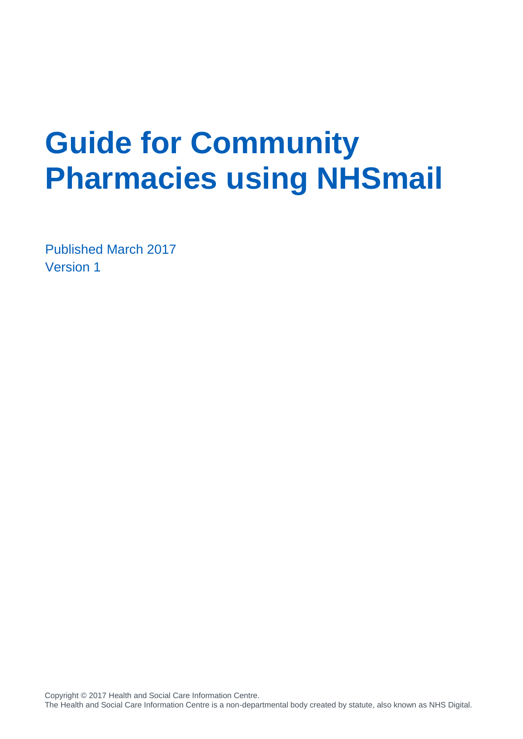# Guide for Community Pharmacies using NHSmail

Published March 2017
Version 1

Copyright © 2017 Health and Social Care Information Centre.
The Health and Social Care Information Centre is a non-departmental body created by statute, also known as NHS Digital.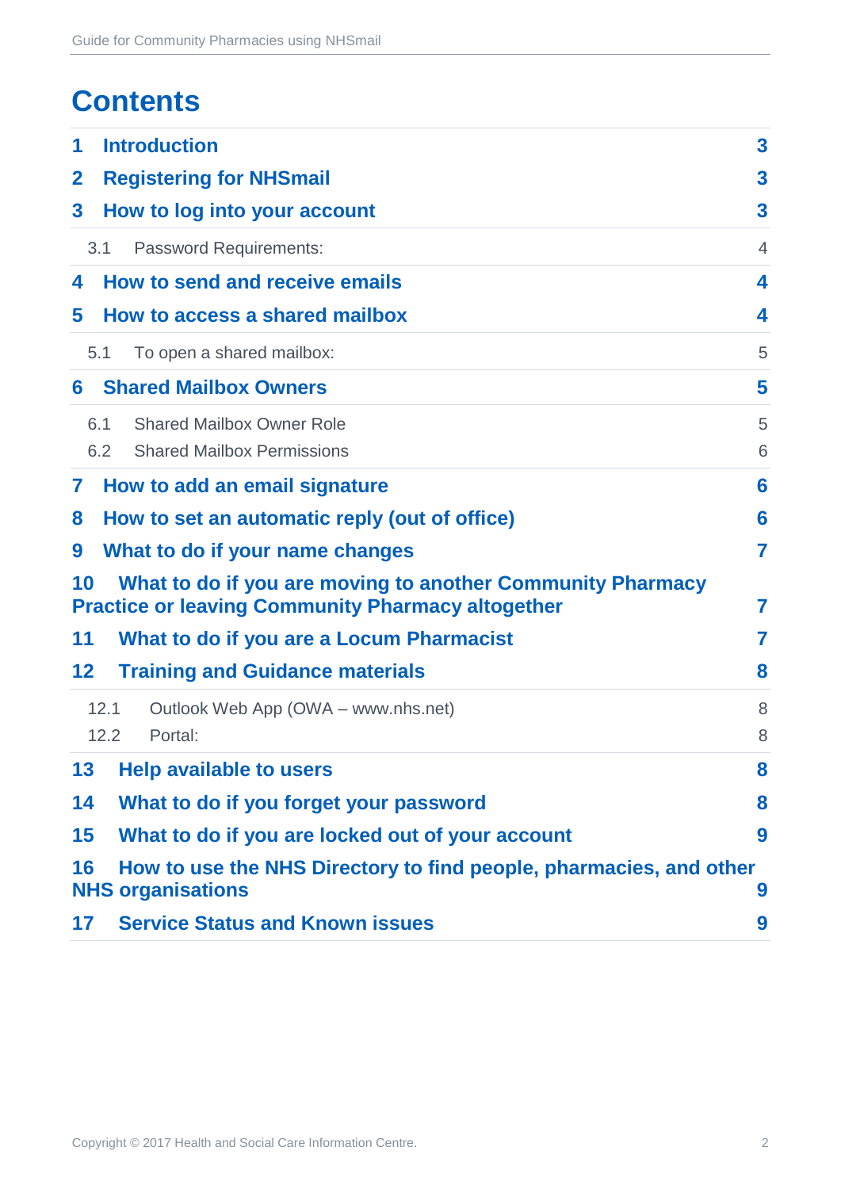# Contents

| | | |
|---|---|---|
| **1** | **Introduction** | **3** |
| **2** | **Registering for NHSmail** | **3** |
| **3** | **How to log into your account** | **3** |
| 3.1 | Password Requirements: | 4 |
| **4** | **How to send and receive emails** | **4** |
| **5** | **How to access a shared mailbox** | **4** |
| 5.1 | To open a shared mailbox: | 5 |
| **6** | **Shared Mailbox Owners** | **5** |
| 6.1 | Shared Mailbox Owner Role | 5 |
| 6.2 | Shared Mailbox Permissions | 6 |
| **7** | **How to add an email signature** | **6** |
| **8** | **How to set an automatic reply (out of office)** | **6** |
| **9** | **What to do if your name changes** | **7** |
| **10** | **What to do if you are moving to another Community Pharmacy Practice or leaving Community Pharmacy altogether** | **7** |
| **11** | **What to do if you are a Locum Pharmacist** | **7** |
| **12** | **Training and Guidance materials** | **8** |
| 12.1 | Outlook Web App (OWA – www.nhs.net) | 8 |
| 12.2 | Portal: | 8 |
| **13** | **Help available to users** | **8** |
| **14** | **What to do if you forget your password** | **8** |
| **15** | **What to do if you are locked out of your account** | **9** |
| **16** | **How to use the NHS Directory to find people, pharmacies, and other NHS organisations** | **9** |
| **17** | **Service Status and Known issues** | **9** |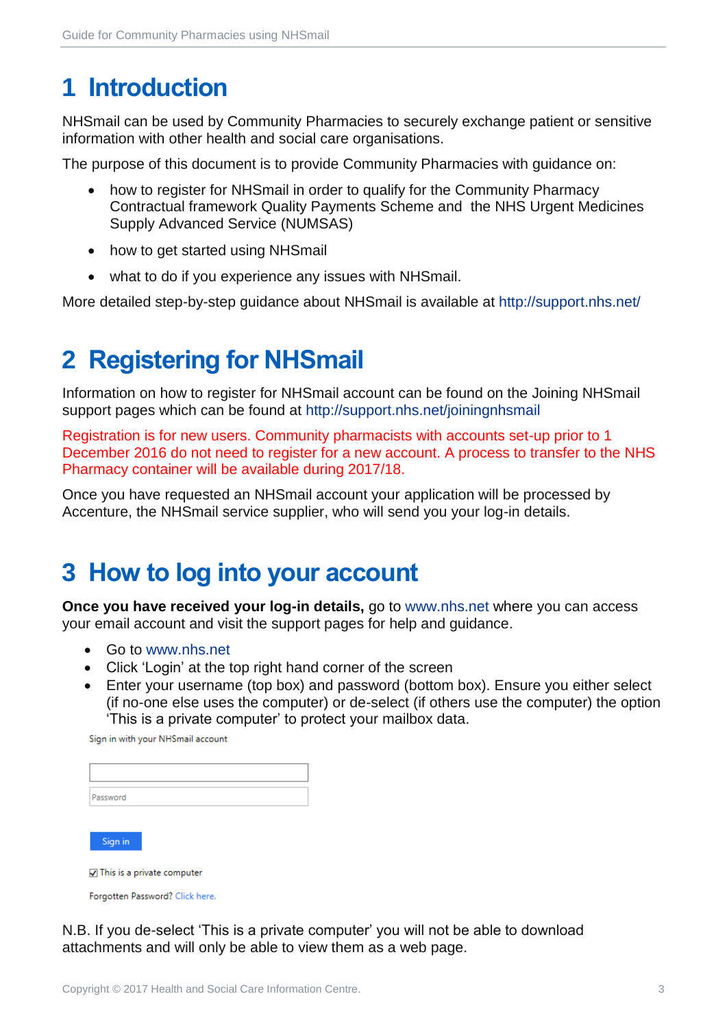# 1 Introduction

NHSmail can be used by Community Pharmacies to securely exchange patient or sensitive information with other health and social care organisations.

The purpose of this document is to provide Community Pharmacies with guidance on:

- how to register for NHSmail in order to qualify for the Community Pharmacy Contractual framework Quality Payments Scheme and the NHS Urgent Medicines Supply Advanced Service (NUMSAS)
- how to get started using NHSmail
- what to do if you experience any issues with NHSmail.

More detailed step-by-step guidance about NHSmail is available at http://support.nhs.net/

# 2 Registering for NHSmail

Information on how to register for NHSmail account can be found on the Joining NHSmail support pages which can be found at http://support.nhs.net/joiningnhsmail

Registration is for new users. Community pharmacists with accounts set-up prior to 1 December 2016 do not need to register for a new account. A process to transfer to the NHS Pharmacy container will be available during 2017/18.

Once you have requested an NHSmail account your application will be processed by Accenture, the NHSmail service supplier, who will send you your log-in details.

# 3 How to log into your account

**Once you have received your log-in details,** go to www.nhs.net where you can access your email account and visit the support pages for help and guidance.

- Go to www.nhs.net
- Click 'Login' at the top right hand corner of the screen
- Enter your username (top box) and password (bottom box). Ensure you either select (if no-one else uses the computer) or de-select (if others use the computer) the option 'This is a private computer' to protect your mailbox data.

Sign in with your NHSmail account

Password

Sign in

☑ This is a private computer

Forgotten Password? Click here.

N.B. If you de-select 'This is a private computer' you will not be able to download attachments and will only be able to view them as a web page.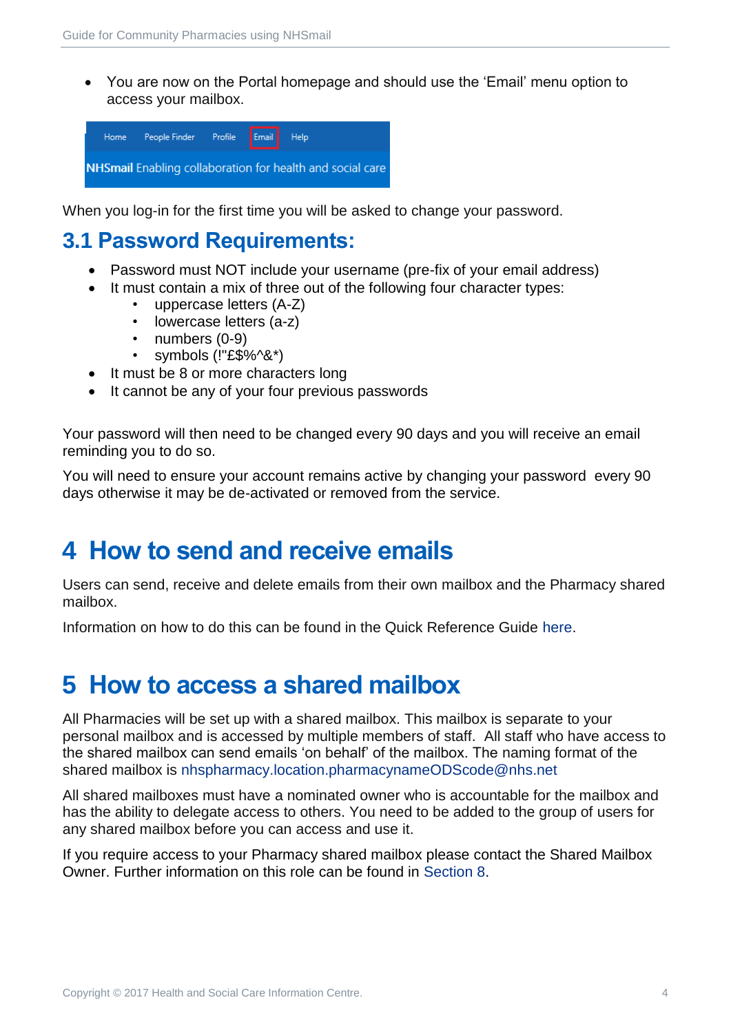- You are now on the Portal homepage and should use the 'Email' menu option to access your mailbox.

When you log-in for the first time you will be asked to change your password.

## 3.1 Password Requirements:

- Password must NOT include your username (pre-fix of your email address)
- It must contain a mix of three out of the following four character types:
  - uppercase letters (A-Z)
  - lowercase letters (a-z)
  - numbers (0-9)
  - symbols (!"£$%^&*)
- It must be 8 or more characters long
- It cannot be any of your four previous passwords

Your password will then need to be changed every 90 days and you will receive an email reminding you to do so.

You will need to ensure your account remains active by changing your password every 90 days otherwise it may be de-activated or removed from the service.

# 4 How to send and receive emails

Users can send, receive and delete emails from their own mailbox and the Pharmacy shared mailbox.

Information on how to do this can be found in the Quick Reference Guide here.

# 5 How to access a shared mailbox

All Pharmacies will be set up with a shared mailbox. This mailbox is separate to your personal mailbox and is accessed by multiple members of staff. All staff who have access to the shared mailbox can send emails 'on behalf' of the mailbox. The naming format of the shared mailbox is nhspharmacy.location.pharmacynameODScode@nhs.net

All shared mailboxes must have a nominated owner who is accountable for the mailbox and has the ability to delegate access to others. You need to be added to the group of users for any shared mailbox before you can access and use it.

If you require access to your Pharmacy shared mailbox please contact the Shared Mailbox Owner. Further information on this role can be found in Section 8.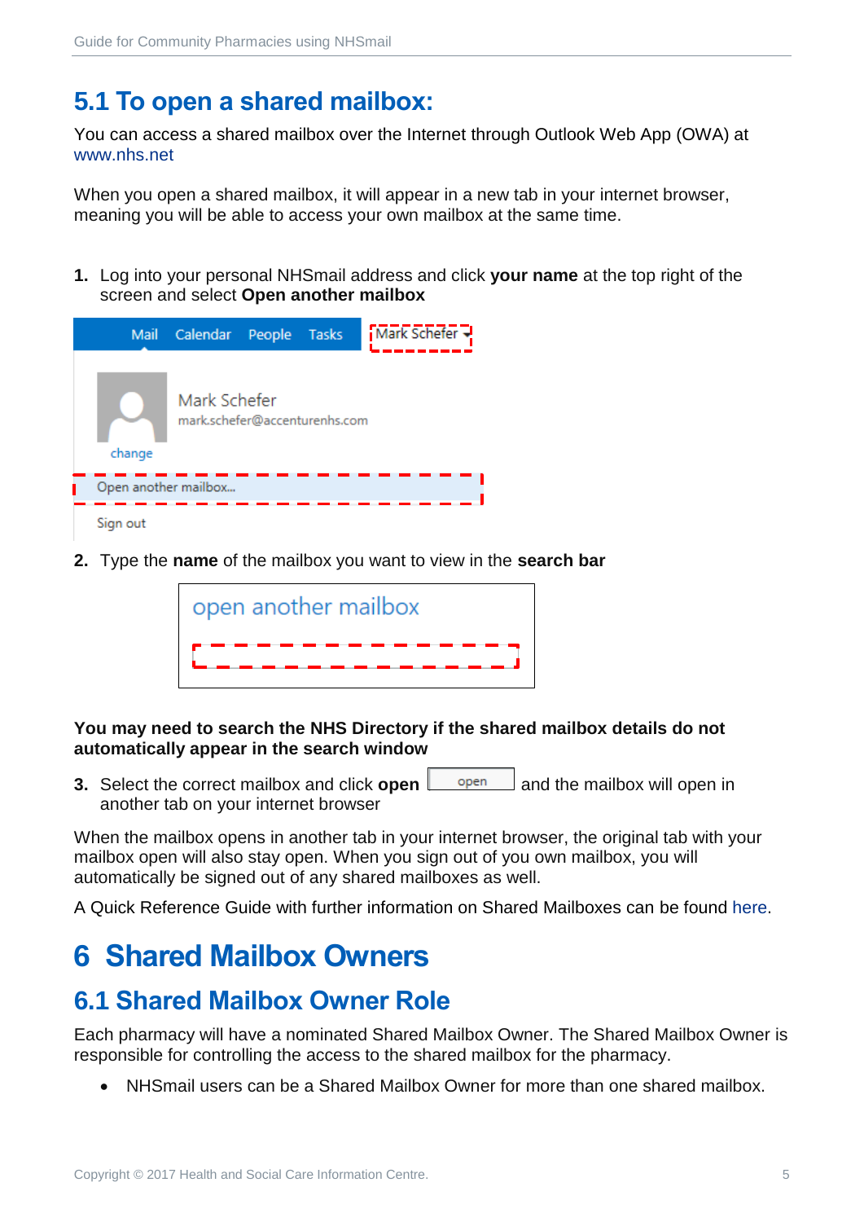## 5.1 To open a shared mailbox:

You can access a shared mailbox over the Internet through Outlook Web App (OWA) at www.nhs.net

When you open a shared mailbox, it will appear in a new tab in your internet browser, meaning you will be able to access your own mailbox at the same time.

1. Log into your personal NHSmail address and click **your name** at the top right of the screen and select **Open another mailbox**

2. Type the **name** of the mailbox you want to view in the **search bar**

**You may need to search the NHS Directory if the shared mailbox details do not automatically appear in the search window**

3. Select the correct mailbox and click **open** and the mailbox will open in another tab on your internet browser

When the mailbox opens in another tab in your internet browser, the original tab with your mailbox open will also stay open. When you sign out of you own mailbox, you will automatically be signed out of any shared mailboxes as well.

A Quick Reference Guide with further information on Shared Mailboxes can be found here.

# 6 Shared Mailbox Owners

## 6.1 Shared Mailbox Owner Role

Each pharmacy will have a nominated Shared Mailbox Owner. The Shared Mailbox Owner is responsible for controlling the access to the shared mailbox for the pharmacy.

- NHSmail users can be a Shared Mailbox Owner for more than one shared mailbox.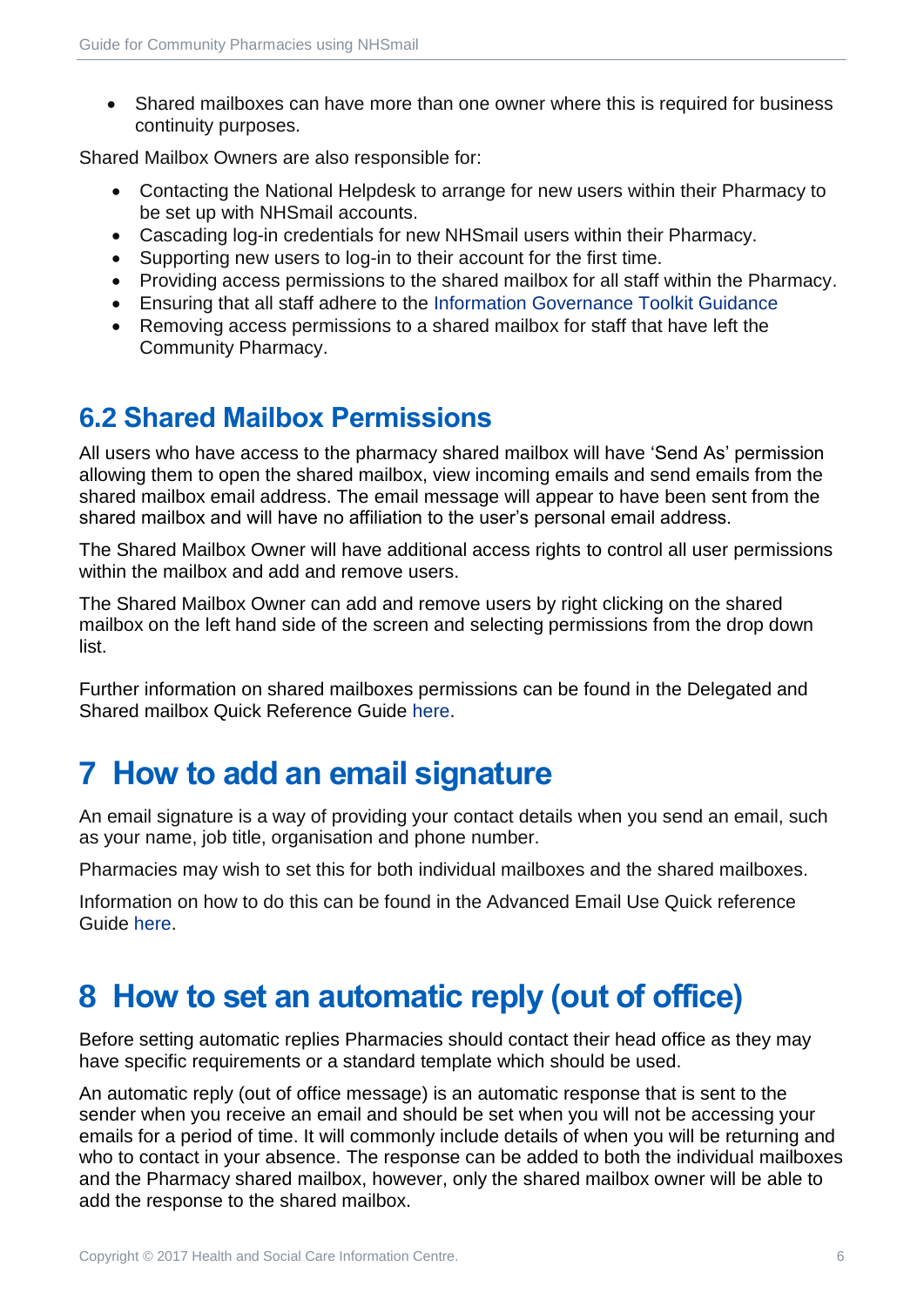- Shared mailboxes can have more than one owner where this is required for business continuity purposes.

Shared Mailbox Owners are also responsible for:

- Contacting the National Helpdesk to arrange for new users within their Pharmacy to be set up with NHSmail accounts.
- Cascading log-in credentials for new NHSmail users within their Pharmacy.
- Supporting new users to log-in to their account for the first time.
- Providing access permissions to the shared mailbox for all staff within the Pharmacy.
- Ensuring that all staff adhere to the Information Governance Toolkit Guidance
- Removing access permissions to a shared mailbox for staff that have left the Community Pharmacy.

## 6.2 Shared Mailbox Permissions

All users who have access to the pharmacy shared mailbox will have 'Send As' permission allowing them to open the shared mailbox, view incoming emails and send emails from the shared mailbox email address. The email message will appear to have been sent from the shared mailbox and will have no affiliation to the user's personal email address.

The Shared Mailbox Owner will have additional access rights to control all user permissions within the mailbox and add and remove users.

The Shared Mailbox Owner can add and remove users by right clicking on the shared mailbox on the left hand side of the screen and selecting permissions from the drop down list.

Further information on shared mailboxes permissions can be found in the Delegated and Shared mailbox Quick Reference Guide here.

# 7 How to add an email signature

An email signature is a way of providing your contact details when you send an email, such as your name, job title, organisation and phone number.

Pharmacies may wish to set this for both individual mailboxes and the shared mailboxes.

Information on how to do this can be found in the Advanced Email Use Quick reference Guide here.

# 8 How to set an automatic reply (out of office)

Before setting automatic replies Pharmacies should contact their head office as they may have specific requirements or a standard template which should be used.

An automatic reply (out of office message) is an automatic response that is sent to the sender when you receive an email and should be set when you will not be accessing your emails for a period of time. It will commonly include details of when you will be returning and who to contact in your absence. The response can be added to both the individual mailboxes and the Pharmacy shared mailbox, however, only the shared mailbox owner will be able to add the response to the shared mailbox.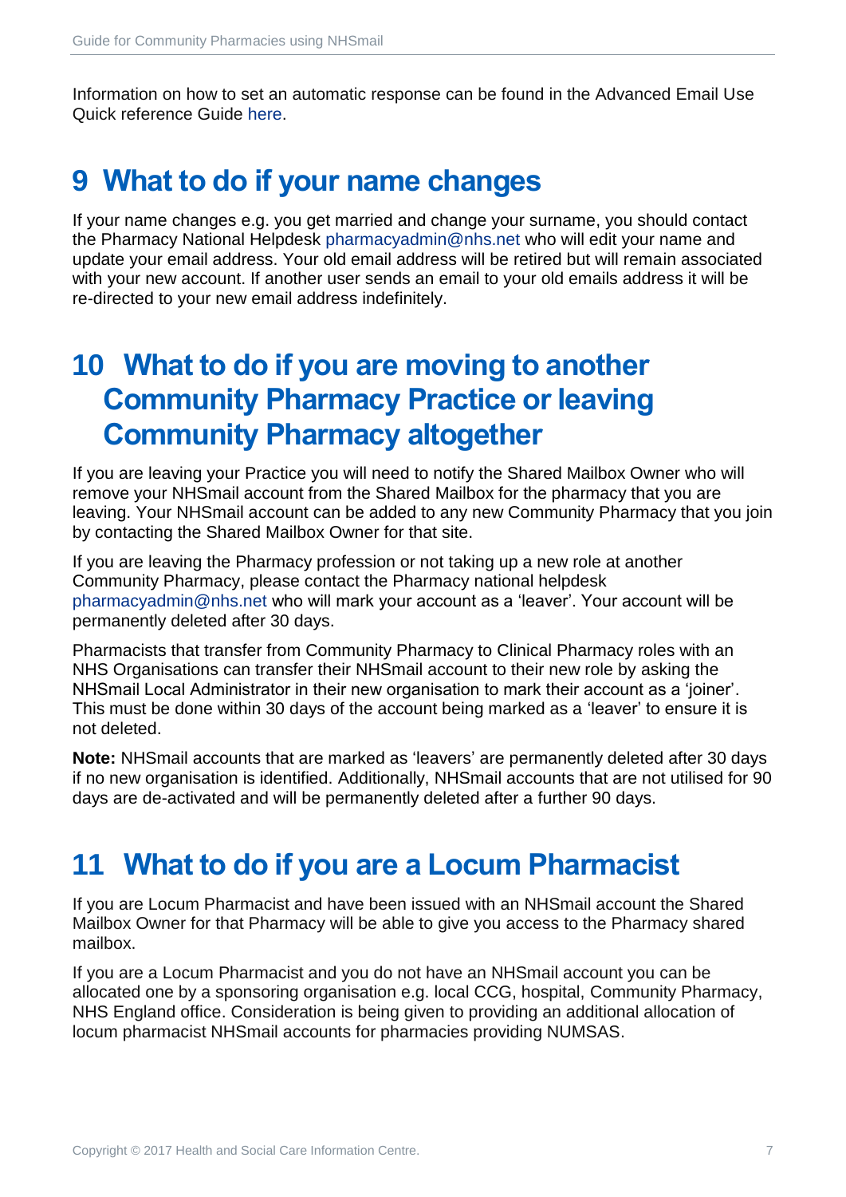Information on how to set an automatic response can be found in the Advanced Email Use Quick reference Guide here.

# 9 What to do if your name changes

If your name changes e.g. you get married and change your surname, you should contact the Pharmacy National Helpdesk pharmacyadmin@nhs.net who will edit your name and update your email address. Your old email address will be retired but will remain associated with your new account. If another user sends an email to your old emails address it will be re-directed to your new email address indefinitely.

# 10 What to do if you are moving to another Community Pharmacy Practice or leaving Community Pharmacy altogether

If you are leaving your Practice you will need to notify the Shared Mailbox Owner who will remove your NHSmail account from the Shared Mailbox for the pharmacy that you are leaving. Your NHSmail account can be added to any new Community Pharmacy that you join by contacting the Shared Mailbox Owner for that site.

If you are leaving the Pharmacy profession or not taking up a new role at another Community Pharmacy, please contact the Pharmacy national helpdesk pharmacyadmin@nhs.net who will mark your account as a 'leaver'. Your account will be permanently deleted after 30 days.

Pharmacists that transfer from Community Pharmacy to Clinical Pharmacy roles with an NHS Organisations can transfer their NHSmail account to their new role by asking the NHSmail Local Administrator in their new organisation to mark their account as a 'joiner'. This must be done within 30 days of the account being marked as a 'leaver' to ensure it is not deleted.

**Note:** NHSmail accounts that are marked as 'leavers' are permanently deleted after 30 days if no new organisation is identified. Additionally, NHSmail accounts that are not utilised for 90 days are de-activated and will be permanently deleted after a further 90 days.

# 11 What to do if you are a Locum Pharmacist

If you are Locum Pharmacist and have been issued with an NHSmail account the Shared Mailbox Owner for that Pharmacy will be able to give you access to the Pharmacy shared mailbox.

If you are a Locum Pharmacist and you do not have an NHSmail account you can be allocated one by a sponsoring organisation e.g. local CCG, hospital, Community Pharmacy, NHS England office. Consideration is being given to providing an additional allocation of locum pharmacist NHSmail accounts for pharmacies providing NUMSAS.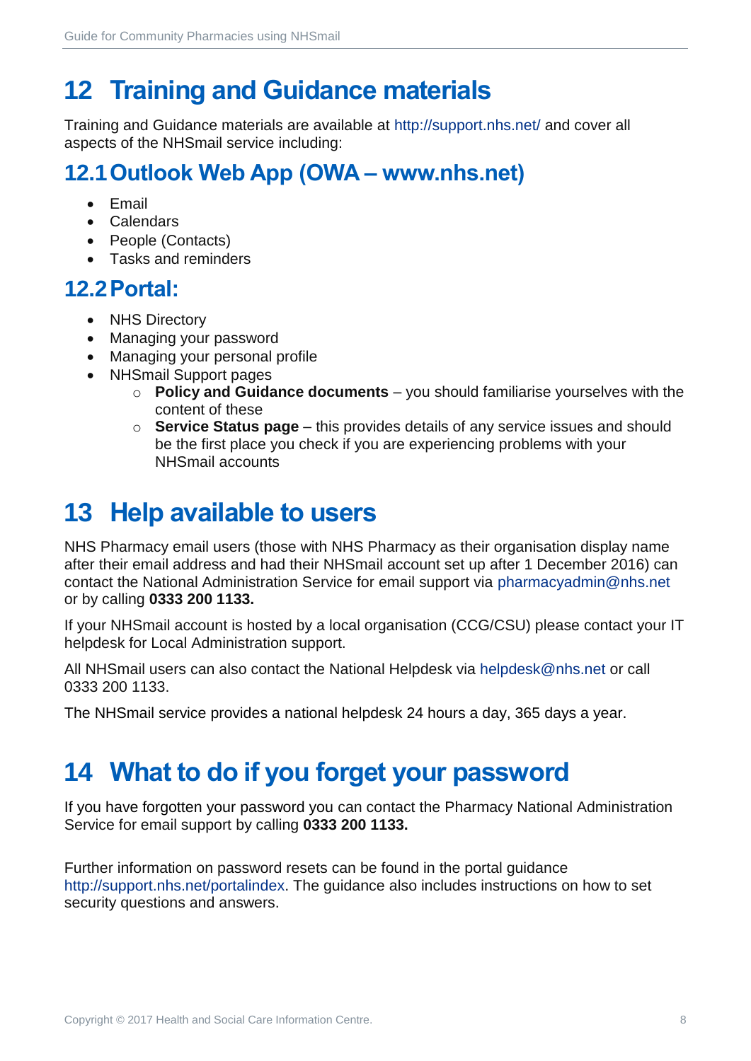# 12 Training and Guidance materials

Training and Guidance materials are available at http://support.nhs.net/ and cover all aspects of the NHSmail service including:

## 12.1 Outlook Web App (OWA – www.nhs.net)

- Email
- Calendars
- People (Contacts)
- Tasks and reminders

## 12.2 Portal:

- NHS Directory
- Managing your password
- Managing your personal profile
- NHSmail Support pages
    - **Policy and Guidance documents** – you should familiarise yourselves with the content of these
    - **Service Status page** – this provides details of any service issues and should be the first place you check if you are experiencing problems with your NHSmail accounts

# 13 Help available to users

NHS Pharmacy email users (those with NHS Pharmacy as their organisation display name after their email address and had their NHSmail account set up after 1 December 2016) can contact the National Administration Service for email support via pharmacyadmin@nhs.net or by calling **0333 200 1133.**

If your NHSmail account is hosted by a local organisation (CCG/CSU) please contact your IT helpdesk for Local Administration support.

All NHSmail users can also contact the National Helpdesk via helpdesk@nhs.net or call 0333 200 1133.

The NHSmail service provides a national helpdesk 24 hours a day, 365 days a year.

# 14 What to do if you forget your password

If you have forgotten your password you can contact the Pharmacy National Administration Service for email support by calling **0333 200 1133.**

Further information on password resets can be found in the portal guidance http://support.nhs.net/portalindex. The guidance also includes instructions on how to set security questions and answers.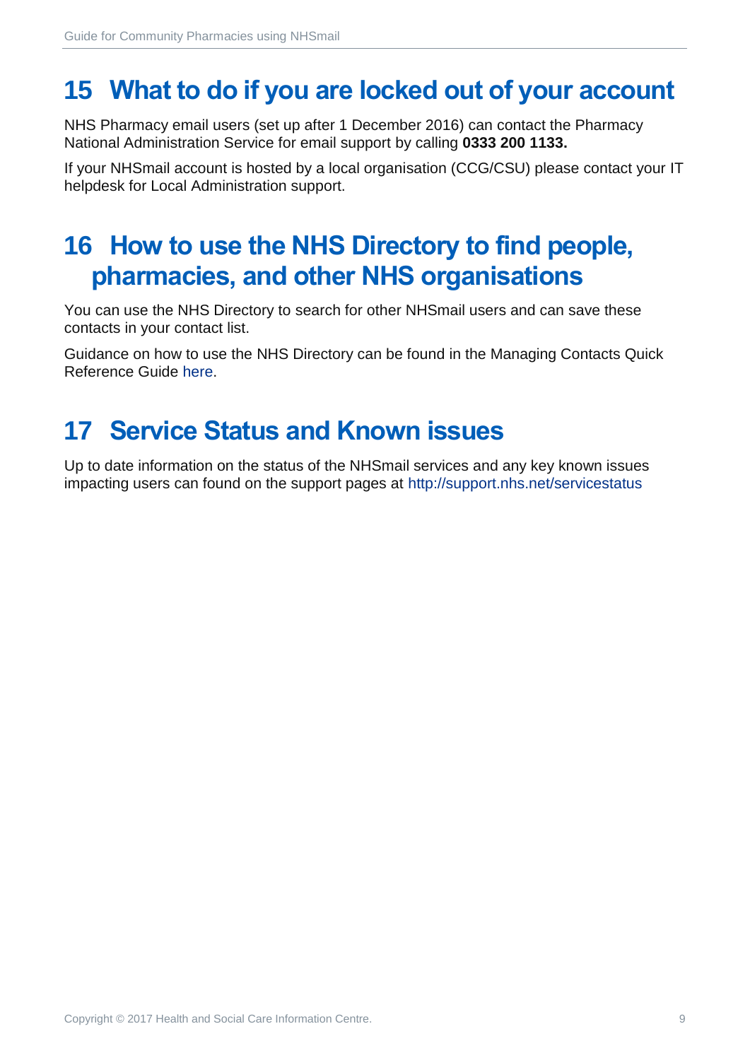# 15 What to do if you are locked out of your account

NHS Pharmacy email users (set up after 1 December 2016) can contact the Pharmacy National Administration Service for email support by calling **0333 200 1133.**

If your NHSmail account is hosted by a local organisation (CCG/CSU) please contact your IT helpdesk for Local Administration support.

# 16 How to use the NHS Directory to find people, pharmacies, and other NHS organisations

You can use the NHS Directory to search for other NHSmail users and can save these contacts in your contact list.

Guidance on how to use the NHS Directory can be found in the Managing Contacts Quick Reference Guide here.

# 17 Service Status and Known issues

Up to date information on the status of the NHSmail services and any key known issues impacting users can found on the support pages at http://support.nhs.net/servicestatus